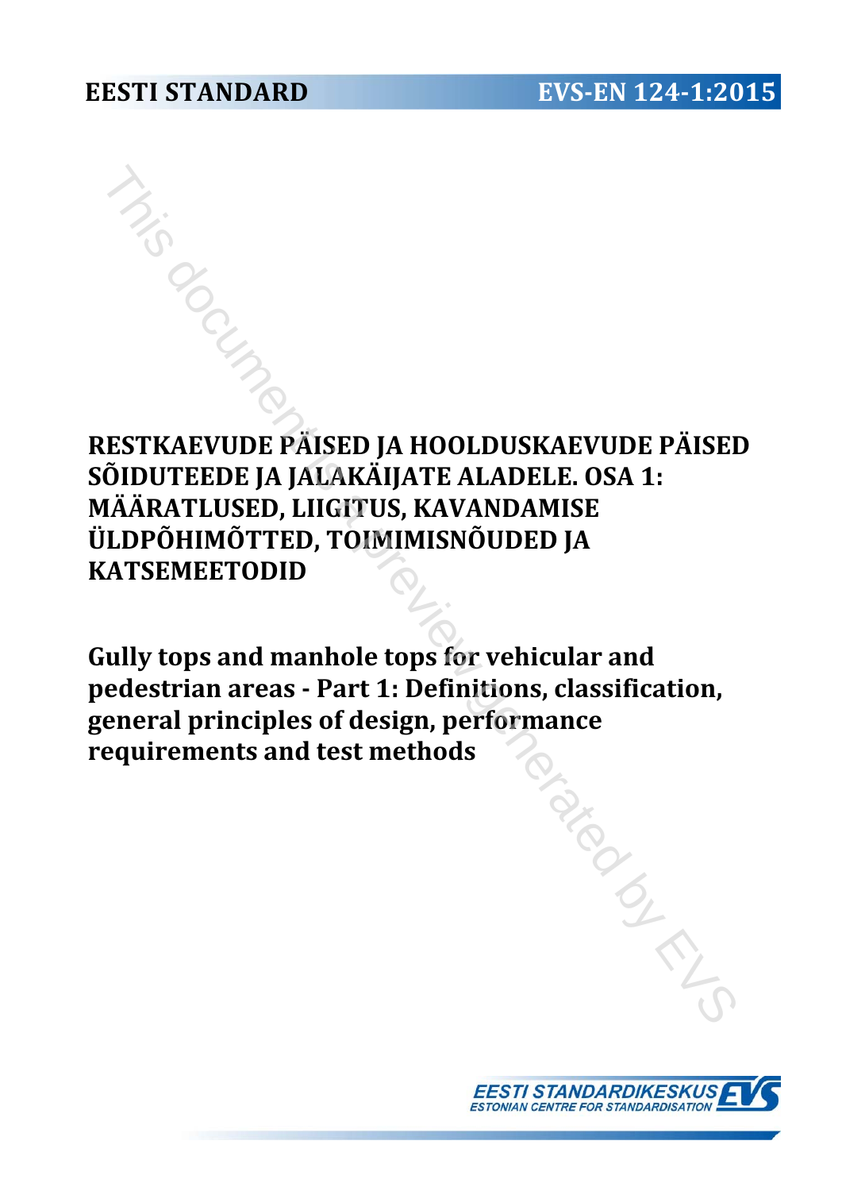**EESTI STANDARD** **EVS-EN 124-1:2015**

# RESTKAEVUDE PÄISED JA HOOLDUSKAEVUDE PÄISED SÕIDUTEEDE JA JALAKÄIJATE ALADELE. OSA 1: MÄÄRATLUSED, LIIGITUS, KAVANDAMISE ÜLDPÕHIMÕTTED, TOIMIMISNÕUDED JA KATSEMEETODID

# Gully tops and manhole tops for vehicular and pedestrian areas - Part 1: Definitions, classification, general principles of design, performance requirements and test methods

EESTI STANDARDIKESKUS
ESTONIAN CENTRE FOR STANDARDISATION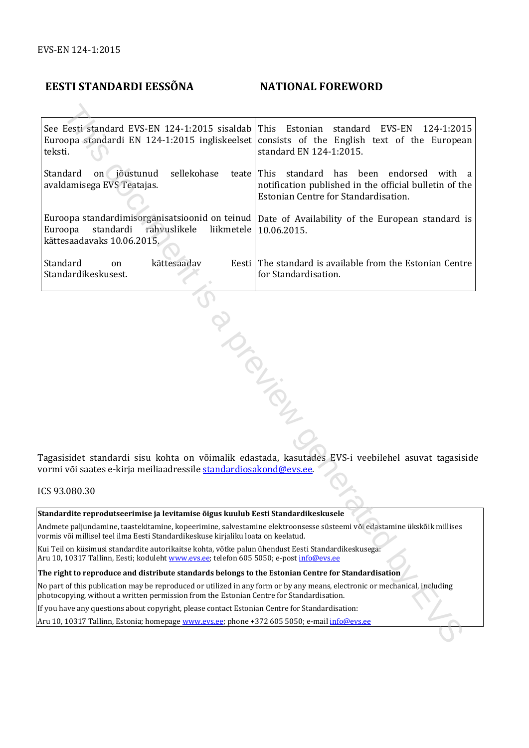EVS-EN 124-1:2015

| EESTI STANDARDI EESSÕNA | NATIONAL FOREWORD |
|---|---|
| See Eesti standard EVS-EN 124-1:2015 sisaldab Euroopa standardi EN 124-1:2015 ingliskeelset teksti. | This Estonian standard EVS-EN 124-1:2015 consists of the English text of the European standard EN 124-1:2015. |
| Standard on jõustunud sellekohase teate avaldamisega EVS Teatajas. | This standard has been endorsed with a notification published in the official bulletin of the Estonian Centre for Standardisation. |
| Euroopa standardimisorganisatsioonid on teinud Euroopa standardi rahvuslikele liikmetele kättesaadavaks 10.06.2015. | Date of Availability of the European standard is 10.06.2015. |
| Standard on kättesaadav Eesti Standardikeskusest. | The standard is available from the Estonian Centre for Standardisation. |

Tagasisidet standardi sisu kohta on võimalik edastada, kasutades EVS-i veebilehel asuvat tagasiside vormi või saates e-kirja meiliaadressile standardiosakond@evs.ee.

ICS 93.080.30

**Standardite reprodutseerimise ja levitamise õigus kuulub Eesti Standardikeskusele**

Andmete paljundamine, taastekitamine, kopeerimine, salvestamine elektroonsesse süsteemi või edastamine ükskõik millises vormis või millisel teel ilma Eesti Standardikeskuse kirjaliku loata on keelatud.

Kui Teil on küsimusi standardite autorikaitse kohta, võtke palun ühendust Eesti Standardikeskusega:
Aru 10, 10317 Tallinn, Eesti; koduleht www.evs.ee; telefon 605 5050; e-post info@evs.ee

**The right to reproduce and distribute standards belongs to the Estonian Centre for Standardisation**

No part of this publication may be reproduced or utilized in any form or by any means, electronic or mechanical, including photocopying, without a written permission from the Estonian Centre for Standardisation.

If you have any questions about copyright, please contact Estonian Centre for Standardisation:

Aru 10, 10317 Tallinn, Estonia; homepage www.evs.ee; phone +372 605 5050; e-mail info@evs.ee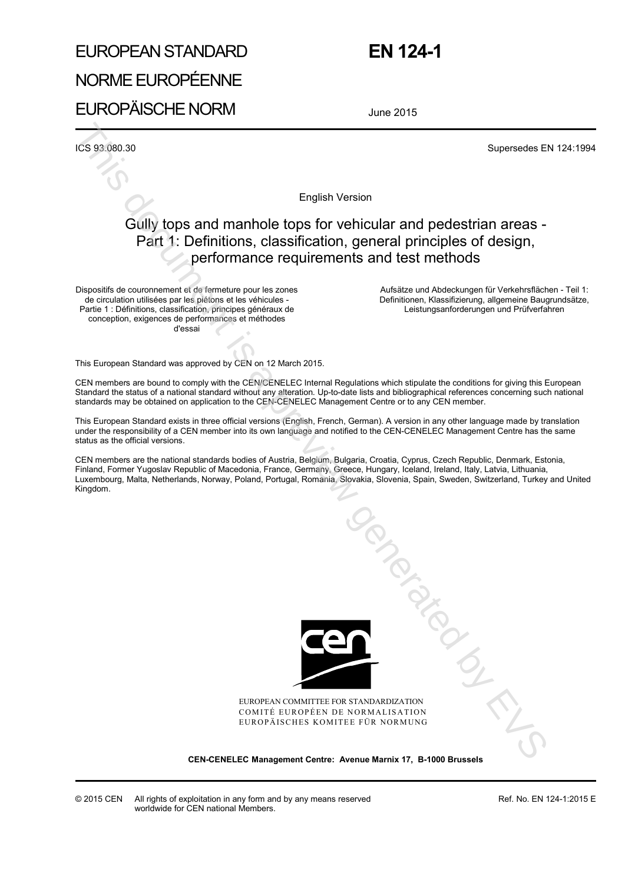# EUROPEAN STANDARD
# NORME EUROPÉENNE
# EUROPÄISCHE NORM

# EN 124-1

June 2015

ICS 93.080.30

Supersedes EN 124:1994

English Version

## Gully tops and manhole tops for vehicular and pedestrian areas - Part 1: Definitions, classification, general principles of design, performance requirements and test methods

Dispositifs de couronnement et de fermeture pour les zones de circulation utilisées par les piétons et les véhicules - Partie 1 : Définitions, classification, principes généraux de conception, exigences de performances et méthodes d'essai

Aufsätze und Abdeckungen für Verkehrsflächen - Teil 1: Definitionen, Klassifizierung, allgemeine Baugrundsätze, Leistungsanforderungen und Prüfverfahren

This European Standard was approved by CEN on 12 March 2015.

CEN members are bound to comply with the CEN/CENELEC Internal Regulations which stipulate the conditions for giving this European Standard the status of a national standard without any alteration. Up-to-date lists and bibliographical references concerning such national standards may be obtained on application to the CEN-CENELEC Management Centre or to any CEN member.

This European Standard exists in three official versions (English, French, German). A version in any other language made by translation under the responsibility of a CEN member into its own language and notified to the CEN-CENELEC Management Centre has the same status as the official versions.

CEN members are the national standards bodies of Austria, Belgium, Bulgaria, Croatia, Cyprus, Czech Republic, Denmark, Estonia, Finland, Former Yugoslav Republic of Macedonia, France, Germany, Greece, Hungary, Iceland, Ireland, Italy, Latvia, Lithuania, Luxembourg, Malta, Netherlands, Norway, Poland, Portugal, Romania, Slovakia, Slovenia, Spain, Sweden, Switzerland, Turkey and United Kingdom.

EUROPEAN COMMITTEE FOR STANDARDIZATION
COMITÉ EUROPÉEN DE NORMALISATION
EUROPÄISCHES KOMITEE FÜR NORMUNG

**CEN-CENELEC Management Centre: Avenue Marnix 17, B-1000 Brussels**

© 2015 CEN All rights of exploitation in any form and by any means reserved worldwide for CEN national Members.

Ref. No. EN 124-1:2015 E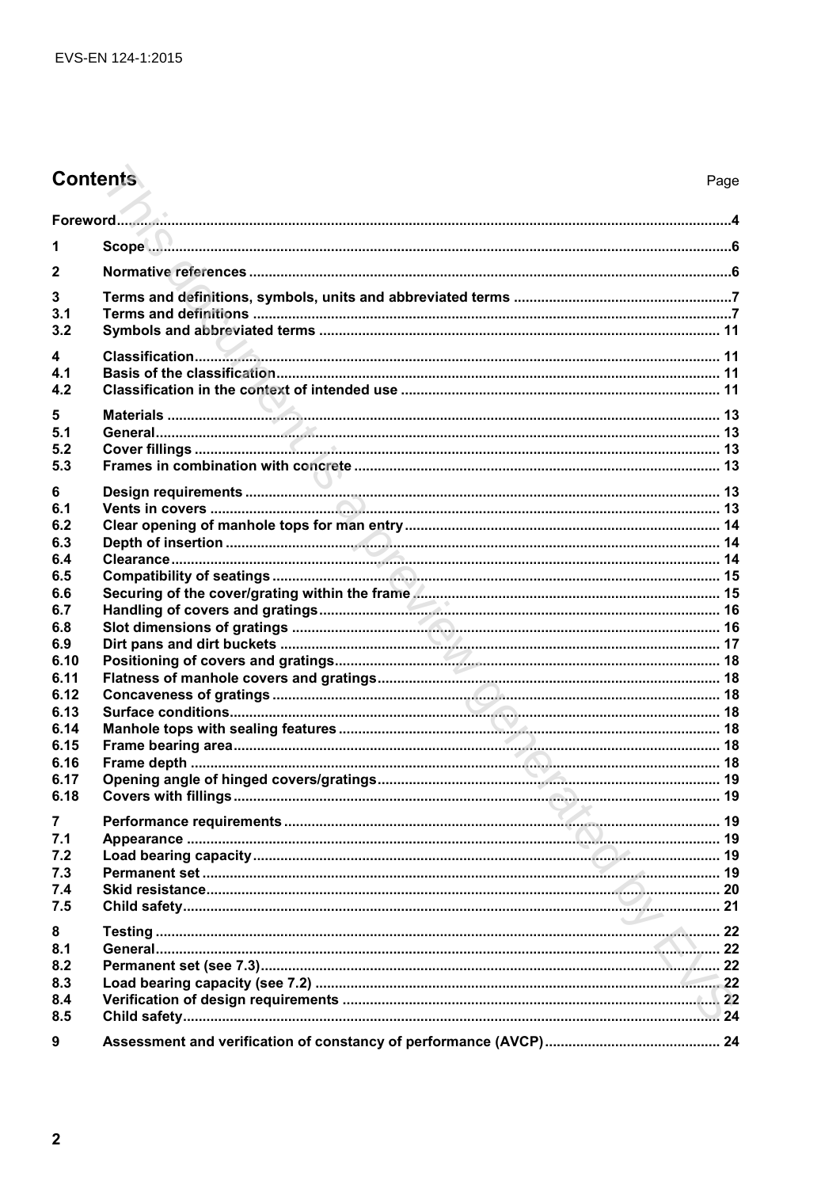## Contents

| | | Page |
|---|---|---|
| Foreword | | 4 |
| 1 | Scope | 6 |
| 2 | Normative references | 6 |
| 3 | Terms and definitions, symbols, units and abbreviated terms | 7 |
| 3.1 | Terms and definitions | 7 |
| 3.2 | Symbols and abbreviated terms | 11 |
| 4 | Classification | 11 |
| 4.1 | Basis of the classification | 11 |
| 4.2 | Classification in the context of intended use | 11 |
| 5 | Materials | 13 |
| 5.1 | General | 13 |
| 5.2 | Cover fillings | 13 |
| 5.3 | Frames in combination with concrete | 13 |
| 6 | Design requirements | 13 |
| 6.1 | Vents in covers | 13 |
| 6.2 | Clear opening of manhole tops for man entry | 14 |
| 6.3 | Depth of insertion | 14 |
| 6.4 | Clearance | 14 |
| 6.5 | Compatibility of seatings | 15 |
| 6.6 | Securing of the cover/grating within the frame | 15 |
| 6.7 | Handling of covers and gratings | 16 |
| 6.8 | Slot dimensions of gratings | 16 |
| 6.9 | Dirt pans and dirt buckets | 17 |
| 6.10 | Positioning of covers and gratings | 18 |
| 6.11 | Flatness of manhole covers and gratings | 18 |
| 6.12 | Concaveness of gratings | 18 |
| 6.13 | Surface conditions | 18 |
| 6.14 | Manhole tops with sealing features | 18 |
| 6.15 | Frame bearing area | 18 |
| 6.16 | Frame depth | 18 |
| 6.17 | Opening angle of hinged covers/gratings | 19 |
| 6.18 | Covers with fillings | 19 |
| 7 | Performance requirements | 19 |
| 7.1 | Appearance | 19 |
| 7.2 | Load bearing capacity | 19 |
| 7.3 | Permanent set | 19 |
| 7.4 | Skid resistance | 20 |
| 7.5 | Child safety | 21 |
| 8 | Testing | 22 |
| 8.1 | General | 22 |
| 8.2 | Permanent set (see 7.3) | 22 |
| 8.3 | Load bearing capacity (see 7.2) | 22 |
| 8.4 | Verification of design requirements | 22 |
| 8.5 | Child safety | 24 |
| 9 | Assessment and verification of constancy of performance (AVCP) | 24 |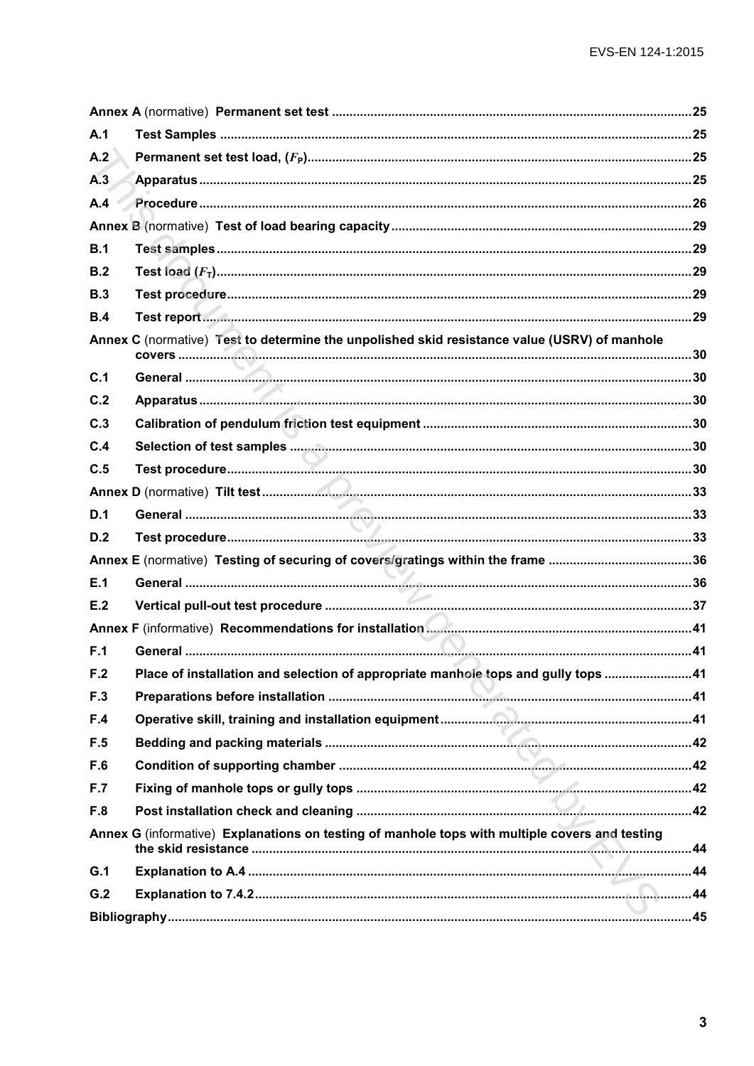**Annex A** (normative) **Permanent set test** ....................................................................................................25

**A.1 Test Samples** ....................................................................................................25

**A.2 Permanent set test load, ($F_P$)**....................................................................................................25

**A.3 Apparatus**....................................................................................................25

**A.4 Procedure**....................................................................................................26

**Annex B** (normative) **Test of load bearing capacity**....................................................................................................29

**B.1 Test samples**....................................................................................................29

**B.2 Test load ($F_T$)**....................................................................................................29

**B.3 Test procedure**....................................................................................................29

**B.4 Test report**....................................................................................................29

**Annex C** (normative) **Test to determine the unpolished skid resistance value (USRV) of manhole covers** ....................................................................................................30

**C.1 General** ....................................................................................................30

**C.2 Apparatus**....................................................................................................30

**C.3 Calibration of pendulum friction test equipment** ....................................................................................................30

**C.4 Selection of test samples** ....................................................................................................30

**C.5 Test procedure**....................................................................................................30

**Annex D** (normative) **Tilt test**....................................................................................................33

**D.1 General** ....................................................................................................33

**D.2 Test procedure**....................................................................................................33

**Annex E** (normative) **Testing of securing of covers/gratings within the frame** ....................................................................................................36

**E.1 General** ....................................................................................................36

**E.2 Vertical pull-out test procedure** ....................................................................................................37

**Annex F** (informative) **Recommendations for installation**....................................................................................................41

**F.1 General** ....................................................................................................41

**F.2 Place of installation and selection of appropriate manhole tops and gully tops** ....................................................................................................41

**F.3 Preparations before installation** ....................................................................................................41

**F.4 Operative skill, training and installation equipment**....................................................................................................41

**F.5 Bedding and packing materials** ....................................................................................................42

**F.6 Condition of supporting chamber** ....................................................................................................42

**F.7 Fixing of manhole tops or gully tops** ....................................................................................................42

**F.8 Post installation check and cleaning** ....................................................................................................42

**Annex G** (informative) **Explanations on testing of manhole tops with multiple covers and testing the skid resistance** ....................................................................................................44

**G.1 Explanation to A.4** ....................................................................................................44

**G.2 Explanation to 7.4.2**....................................................................................................44

**Bibliography**....................................................................................................45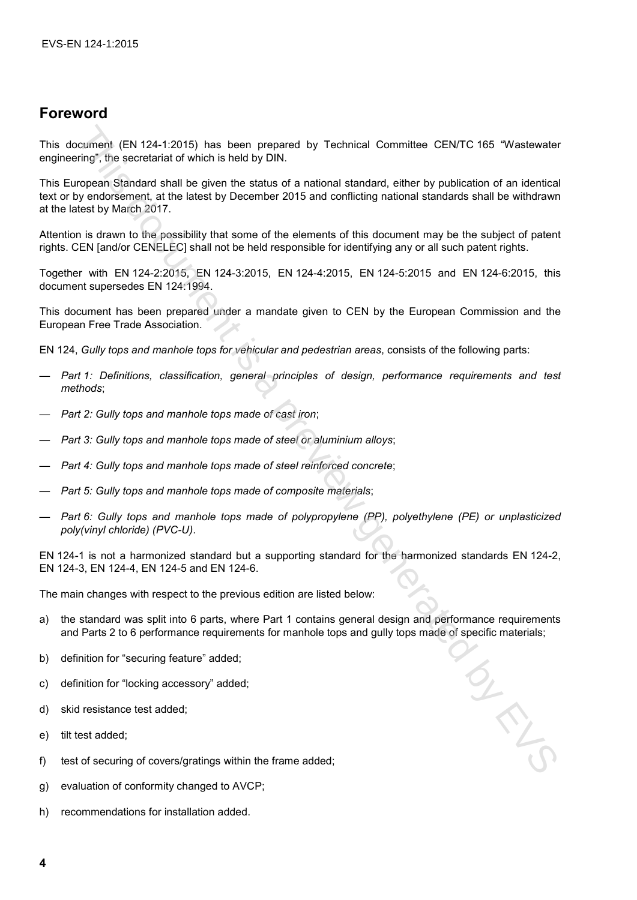# Foreword

This document (EN 124-1:2015) has been prepared by Technical Committee CEN/TC 165 "Wastewater engineering", the secretariat of which is held by DIN.

This European Standard shall be given the status of a national standard, either by publication of an identical text or by endorsement, at the latest by December 2015 and conflicting national standards shall be withdrawn at the latest by March 2017.

Attention is drawn to the possibility that some of the elements of this document may be the subject of patent rights. CEN [and/or CENELEC] shall not be held responsible for identifying any or all such patent rights.

Together with EN 124-2:2015, EN 124-3:2015, EN 124-4:2015, EN 124-5:2015 and EN 124-6:2015, this document supersedes EN 124:1994.

This document has been prepared under a mandate given to CEN by the European Commission and the European Free Trade Association.

EN 124, *Gully tops and manhole tops for vehicular and pedestrian areas*, consists of the following parts:

— *Part 1: Definitions, classification, general principles of design, performance requirements and test methods*;

— *Part 2: Gully tops and manhole tops made of cast iron*;

— *Part 3: Gully tops and manhole tops made of steel or aluminium alloys*;

— *Part 4: Gully tops and manhole tops made of steel reinforced concrete*;

— *Part 5: Gully tops and manhole tops made of composite materials*;

— *Part 6: Gully tops and manhole tops made of polypropylene (PP), polyethylene (PE) or unplasticized poly(vinyl chloride) (PVC-U)*.

EN 124-1 is not a harmonized standard but a supporting standard for the harmonized standards EN 124-2, EN 124-3, EN 124-4, EN 124-5 and EN 124-6.

The main changes with respect to the previous edition are listed below:

a) the standard was split into 6 parts, where Part 1 contains general design and performance requirements and Parts 2 to 6 performance requirements for manhole tops and gully tops made of specific materials;

b) definition for "securing feature" added;

c) definition for "locking accessory" added;

d) skid resistance test added;

e) tilt test added;

f) test of securing of covers/gratings within the frame added;

g) evaluation of conformity changed to AVCP;

h) recommendations for installation added.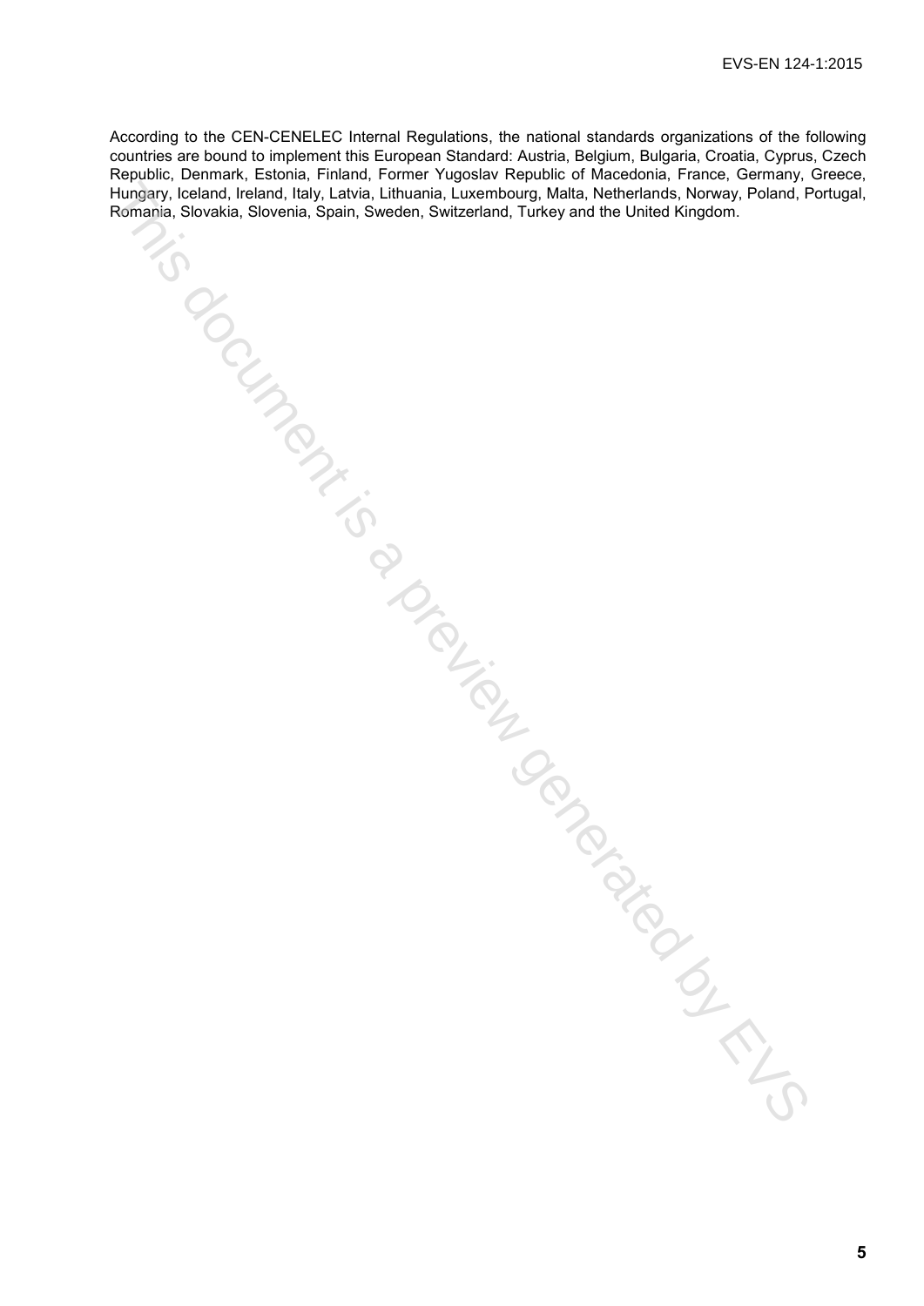According to the CEN-CENELEC Internal Regulations, the national standards organizations of the following countries are bound to implement this European Standard: Austria, Belgium, Bulgaria, Croatia, Cyprus, Czech Republic, Denmark, Estonia, Finland, Former Yugoslav Republic of Macedonia, France, Germany, Greece, Hungary, Iceland, Ireland, Italy, Latvia, Lithuania, Luxembourg, Malta, Netherlands, Norway, Poland, Portugal, Romania, Slovakia, Slovenia, Spain, Sweden, Switzerland, Turkey and the United Kingdom.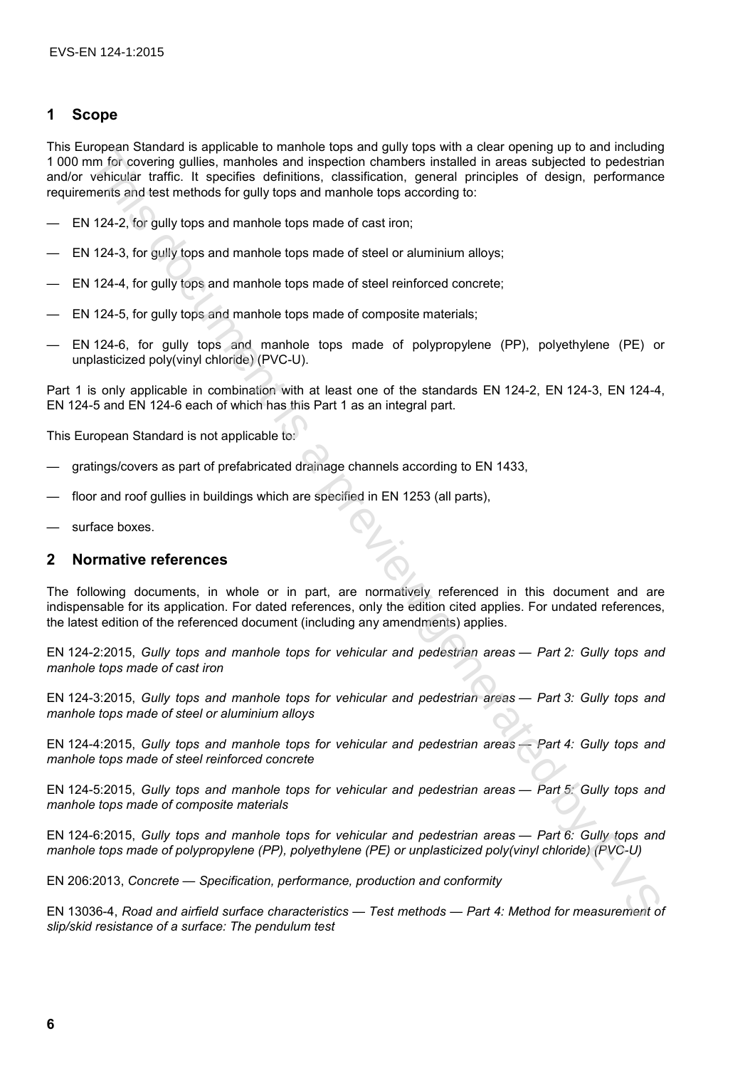## 1 Scope

This European Standard is applicable to manhole tops and gully tops with a clear opening up to and including 1 000 mm for covering gullies, manholes and inspection chambers installed in areas subjected to pedestrian and/or vehicular traffic. It specifies definitions, classification, general principles of design, performance requirements and test methods for gully tops and manhole tops according to:

— EN 124-2, for gully tops and manhole tops made of cast iron;

— EN 124-3, for gully tops and manhole tops made of steel or aluminium alloys;

— EN 124-4, for gully tops and manhole tops made of steel reinforced concrete;

— EN 124-5, for gully tops and manhole tops made of composite materials;

— EN 124-6, for gully tops and manhole tops made of polypropylene (PP), polyethylene (PE) or unplasticized poly(vinyl chloride) (PVC-U).

Part 1 is only applicable in combination with at least one of the standards EN 124-2, EN 124-3, EN 124-4, EN 124-5 and EN 124-6 each of which has this Part 1 as an integral part.

This European Standard is not applicable to:

— gratings/covers as part of prefabricated drainage channels according to EN 1433,

— floor and roof gullies in buildings which are specified in EN 1253 (all parts),

— surface boxes.

## 2 Normative references

The following documents, in whole or in part, are normatively referenced in this document and are indispensable for its application. For dated references, only the edition cited applies. For undated references, the latest edition of the referenced document (including any amendments) applies.

EN 124-2:2015, *Gully tops and manhole tops for vehicular and pedestrian areas — Part 2: Gully tops and manhole tops made of cast iron*

EN 124-3:2015, *Gully tops and manhole tops for vehicular and pedestrian areas — Part 3: Gully tops and manhole tops made of steel or aluminium alloys*

EN 124-4:2015, *Gully tops and manhole tops for vehicular and pedestrian areas — Part 4: Gully tops and manhole tops made of steel reinforced concrete*

EN 124-5:2015, *Gully tops and manhole tops for vehicular and pedestrian areas — Part 5: Gully tops and manhole tops made of composite materials*

EN 124-6:2015, *Gully tops and manhole tops for vehicular and pedestrian areas — Part 6: Gully tops and manhole tops made of polypropylene (PP), polyethylene (PE) or unplasticized poly(vinyl chloride) (PVC-U)*

EN 206:2013, *Concrete — Specification, performance, production and conformity*

EN 13036-4, *Road and airfield surface characteristics — Test methods — Part 4: Method for measurement of slip/skid resistance of a surface: The pendulum test*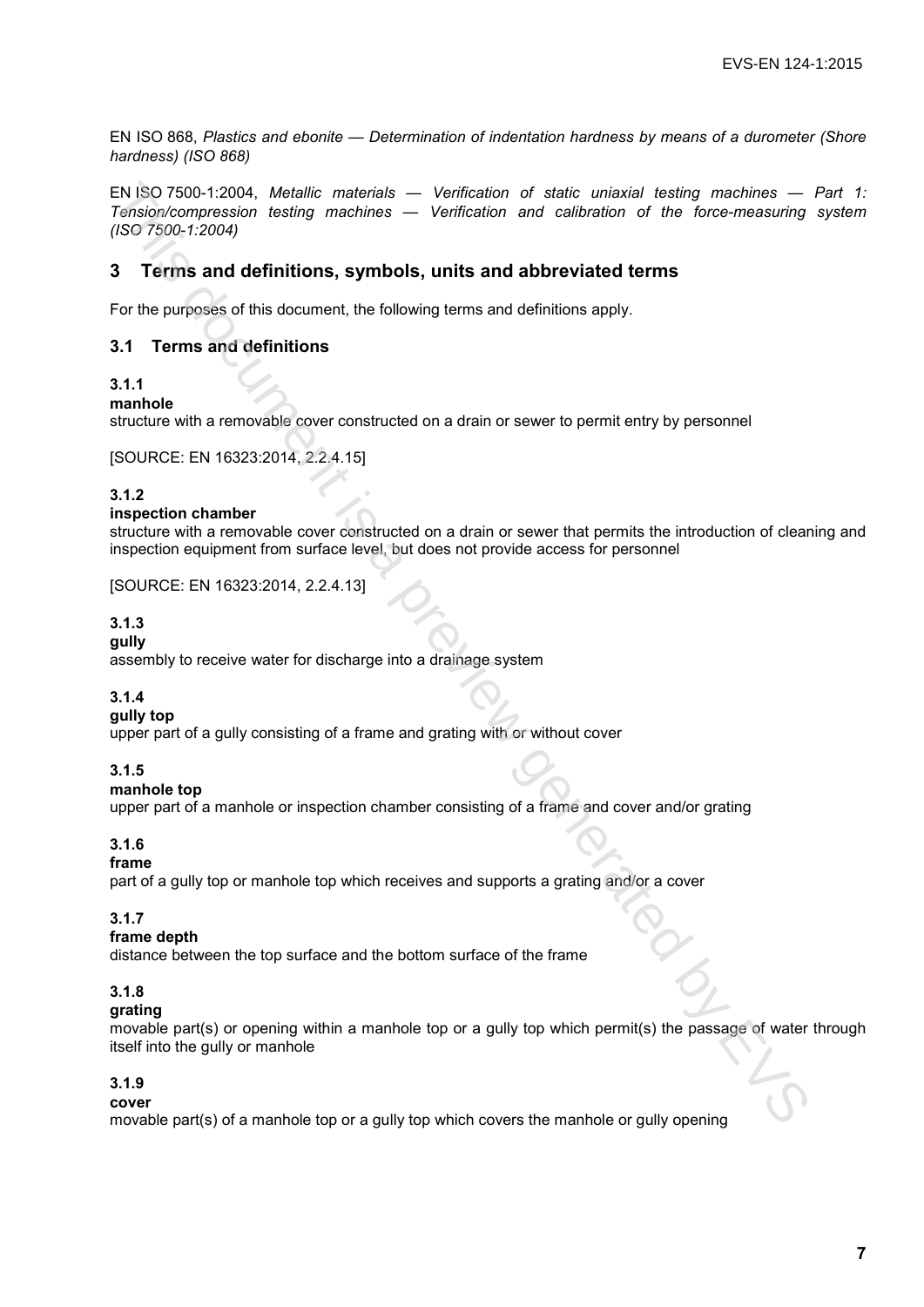EN ISO 868, *Plastics and ebonite — Determination of indentation hardness by means of a durometer (Shore hardness) (ISO 868)*

EN ISO 7500-1:2004, *Metallic materials — Verification of static uniaxial testing machines — Part 1: Tension/compression testing machines — Verification and calibration of the force-measuring system (ISO 7500-1:2004)*

## 3 Terms and definitions, symbols, units and abbreviated terms

For the purposes of this document, the following terms and definitions apply.

### 3.1 Terms and definitions

**3.1.1**

**manhole**

structure with a removable cover constructed on a drain or sewer to permit entry by personnel

[SOURCE: EN 16323:2014, 2.2.4.15]

**3.1.2**

**inspection chamber**

structure with a removable cover constructed on a drain or sewer that permits the introduction of cleaning and inspection equipment from surface level, but does not provide access for personnel

[SOURCE: EN 16323:2014, 2.2.4.13]

**3.1.3**

**gully**

assembly to receive water for discharge into a drainage system

**3.1.4**

**gully top**

upper part of a gully consisting of a frame and grating with or without cover

**3.1.5**

**manhole top**

upper part of a manhole or inspection chamber consisting of a frame and cover and/or grating

**3.1.6**

**frame**

part of a gully top or manhole top which receives and supports a grating and/or a cover

**3.1.7**

**frame depth**

distance between the top surface and the bottom surface of the frame

**3.1.8**

**grating**

movable part(s) or opening within a manhole top or a gully top which permit(s) the passage of water through itself into the gully or manhole

**3.1.9**

**cover**

movable part(s) of a manhole top or a gully top which covers the manhole or gully opening